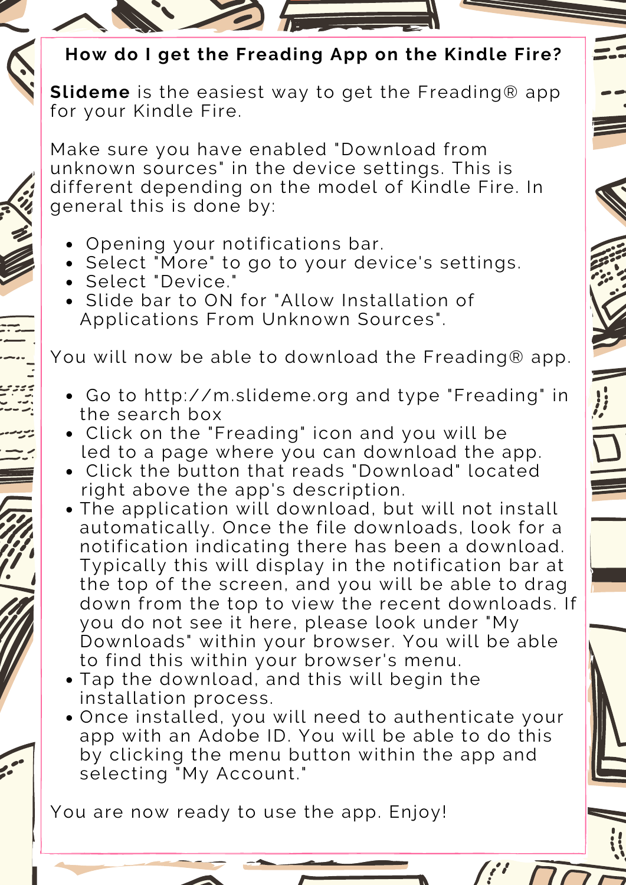## How do I get the Freading App on the Kindle Fire?

**Slideme** is the easiest way to get the Freading® app for your Kindle Fire.

Make sure you have enabled "Download from unknown sources" in the device settings. This is different depending on the model of Kindle Fire. In general this is done by:

- Opening your notifications bar.
- Select "More" to go to your device's settings.
- Select "Device."
- Slide bar to ON for "Allow Installation of Applications From Unknown Sources".

You will now be able to download the Freading® app.

- Go to http://m.slideme.org and type "Freading" in the search box
- Click on the "Freading" icon and you will be led to a page where you can download the app.
- Click the button that reads "Download" located right above the app's description.
- The application will download, but will not install automatically. Once the file downloads, look for a notification indicating there has been a download. Typically this will display in the notification bar at the top of the screen, and you will be able to drag down from the top to view the recent downloads. If you do not see it here, please look under "My Downloads" within your browser. You will be able to find this within your browser's menu.
- Tap the download, and this will begin the installation process.
- Once installed, you will need to authenticate your app with an Adobe ID. You will be able to do this by clicking the menu button within the app and selecting "My Account."

You are now ready to use the app. Enjoy!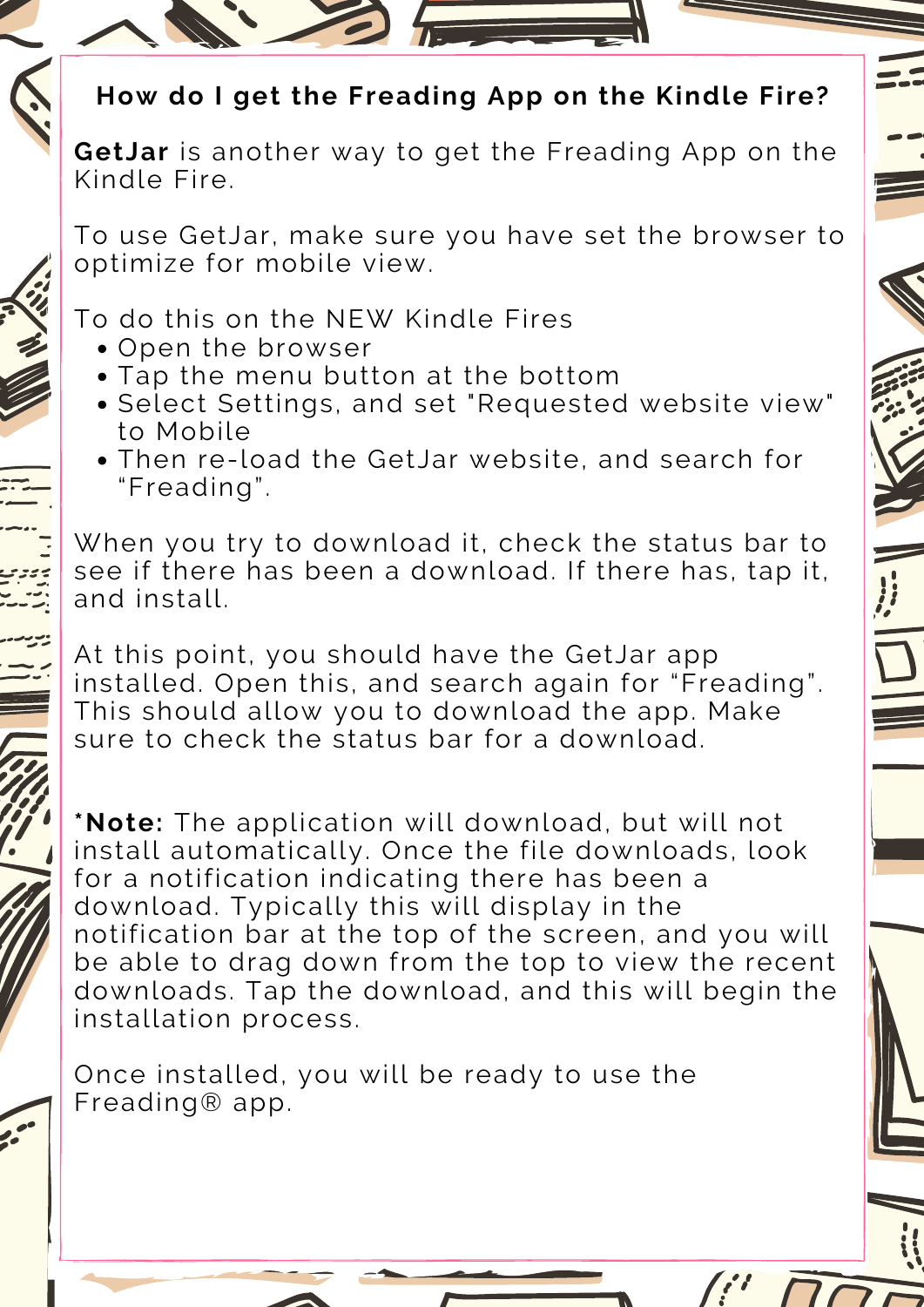### How do I get the Freading App on the Kindle Fire?

**GetJar** is another way to get the Freading App on the Kindle Fire.

To use GetJar, make sure you have set the browser to optimize for mobile view.

To do this on the NEW Kindle Fires

- Open the browser
- Tap the menu button at the bottom
- Select Settings, and set "Requested website view" to Mobile
- Then re-load the GetJar website, and search for “Freading”.

When you try to download it, check the status bar to see if there has been a download. If there has, tap it, and install.

At this point, you should have the GetJar app installed. Open this, and search again for “Freading”. This should allow you to download the app. Make sure to check the status bar for a download.

***Note:** The application will download, but will not install automatically. Once the file downloads, look for a notification indicating there has been a download. Typically this will display in the notification bar at the top of the screen, and you will be able to drag down from the top to view the recent downloads. Tap the download, and this will begin the installation process.

Once installed, you will be ready to use the Freading® app.